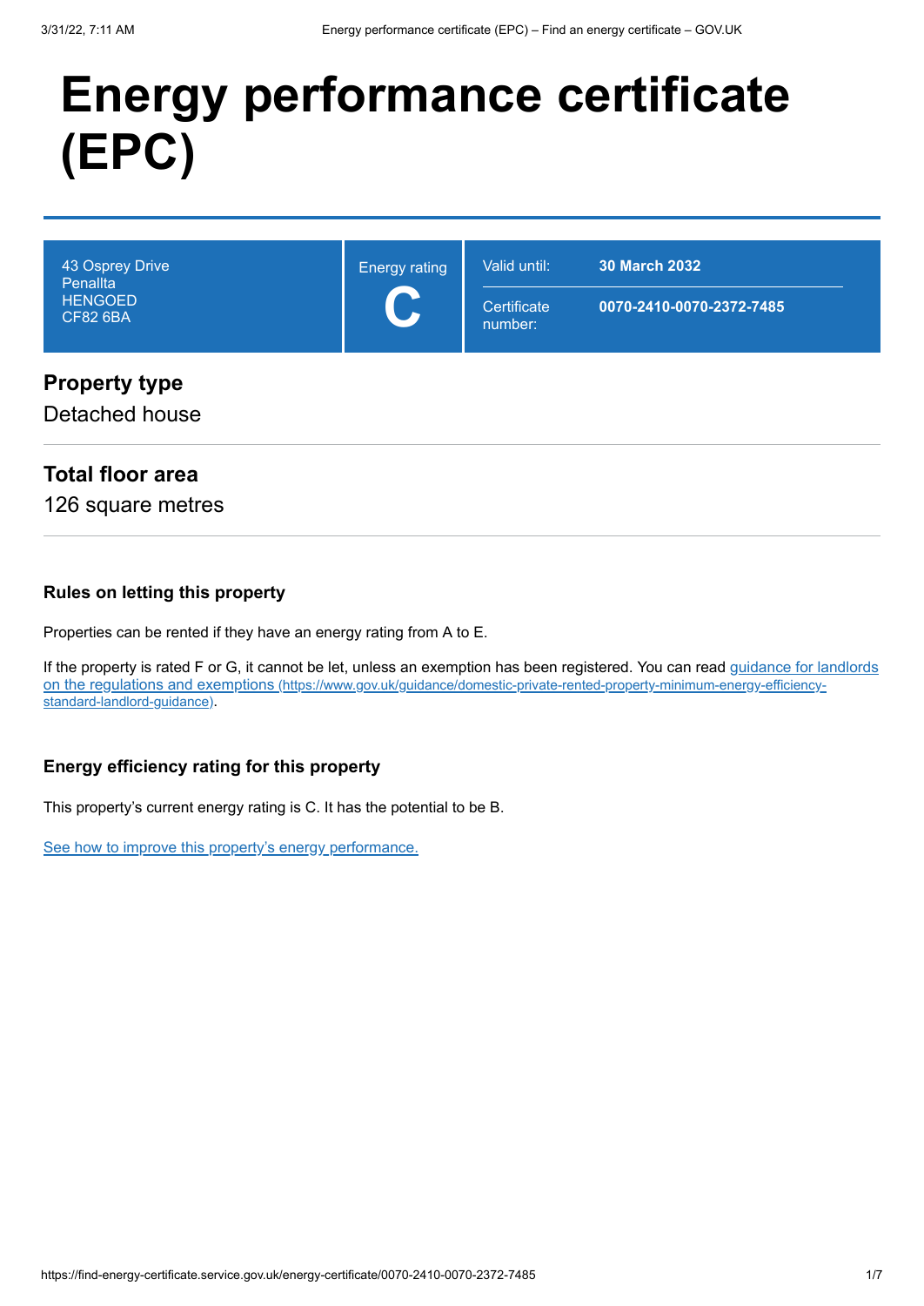# Energy performance certificate (EPC)

| 43 Osprey Drive<br>Penallta<br>HENGOED<br>CF82 6BA | Energy rating<br>**C** | Valid until: | **30 March 2032** |
|---|---|---|---|
| | | Certificate number: | **0070-2410-0070-2372-7485** |

## Property type

Detached house

## Total floor area

126 square metres

### Rules on letting this property

Properties can be rented if they have an energy rating from A to E.

If the property is rated F or G, it cannot be let, unless an exemption has been registered. You can read [guidance for landlords on the regulations and exemptions (https://www.gov.uk/guidance/domestic-private-rented-property-minimum-energy-efficiency-standard-landlord-guidance)](https://www.gov.uk/guidance/domestic-private-rented-property-minimum-energy-efficiency-standard-landlord-guidance).

### Energy efficiency rating for this property

This property's current energy rating is C. It has the potential to be B.

See how to improve this property's energy performance.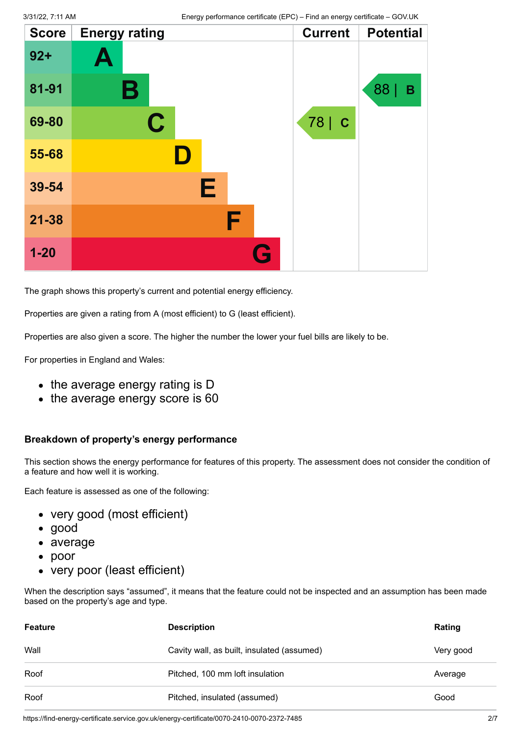| Score | Energy rating | Current | Potential |
| --- | --- | --- | --- |
| 92+ | A | | |
| 81-91 | B | | 88 \| B |
| 69-80 | C | 78 \| C | |
| 55-68 | D | | |
| 39-54 | E | | |
| 21-38 | F | | |
| 1-20 | G | | |

The graph shows this property's current and potential energy efficiency.

Properties are given a rating from A (most efficient) to G (least efficient).

Properties are also given a score. The higher the number the lower your fuel bills are likely to be.

For properties in England and Wales:

- the average energy rating is D
- the average energy score is 60

### Breakdown of property's energy performance

This section shows the energy performance for features of this property. The assessment does not consider the condition of a feature and how well it is working.

Each feature is assessed as one of the following:

- very good (most efficient)
- good
- average
- poor
- very poor (least efficient)

When the description says "assumed", it means that the feature could not be inspected and an assumption has been made based on the property's age and type.

| Feature | Description | Rating |
| --- | --- | --- |
| Wall | Cavity wall, as built, insulated (assumed) | Very good |
| Roof | Pitched, 100 mm loft insulation | Average |
| Roof | Pitched, insulated (assumed) | Good |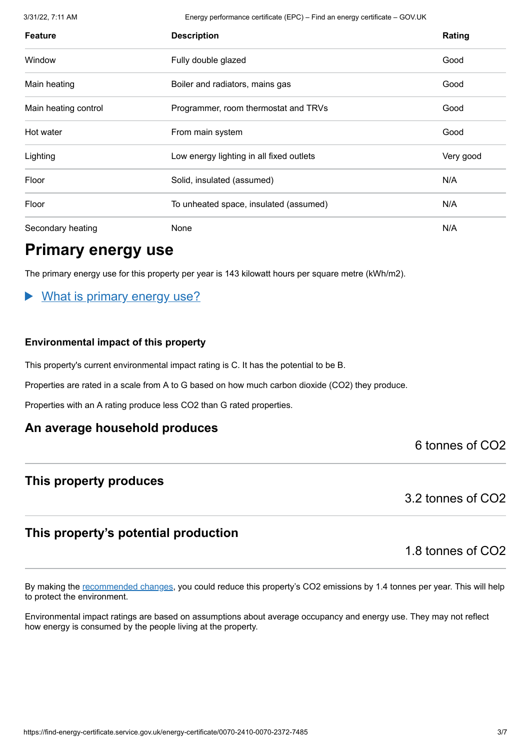| Feature | Description | Rating |
|---|---|---|
| Window | Fully double glazed | Good |
| Main heating | Boiler and radiators, mains gas | Good |
| Main heating control | Programmer, room thermostat and TRVs | Good |
| Hot water | From main system | Good |
| Lighting | Low energy lighting in all fixed outlets | Very good |
| Floor | Solid, insulated (assumed) | N/A |
| Floor | To unheated space, insulated (assumed) | N/A |
| Secondary heating | None | N/A |

# Primary energy use

The primary energy use for this property per year is 143 kilowatt hours per square metre (kWh/m2).

▶ What is primary energy use?

### Environmental impact of this property

This property's current environmental impact rating is C. It has the potential to be B.

Properties are rated in a scale from A to G based on how much carbon dioxide ($CO_2$) they produce.

Properties with an A rating produce less $CO_2$ than G rated properties.

## An average household produces

6 tonnes of $CO_2$

## This property produces

3.2 tonnes of $CO_2$

## This property's potential production

1.8 tonnes of $CO_2$

By making the recommended changes, you could reduce this property's $CO_2$ emissions by 1.4 tonnes per year. This will help to protect the environment.

Environmental impact ratings are based on assumptions about average occupancy and energy use. They may not reflect how energy is consumed by the people living at the property.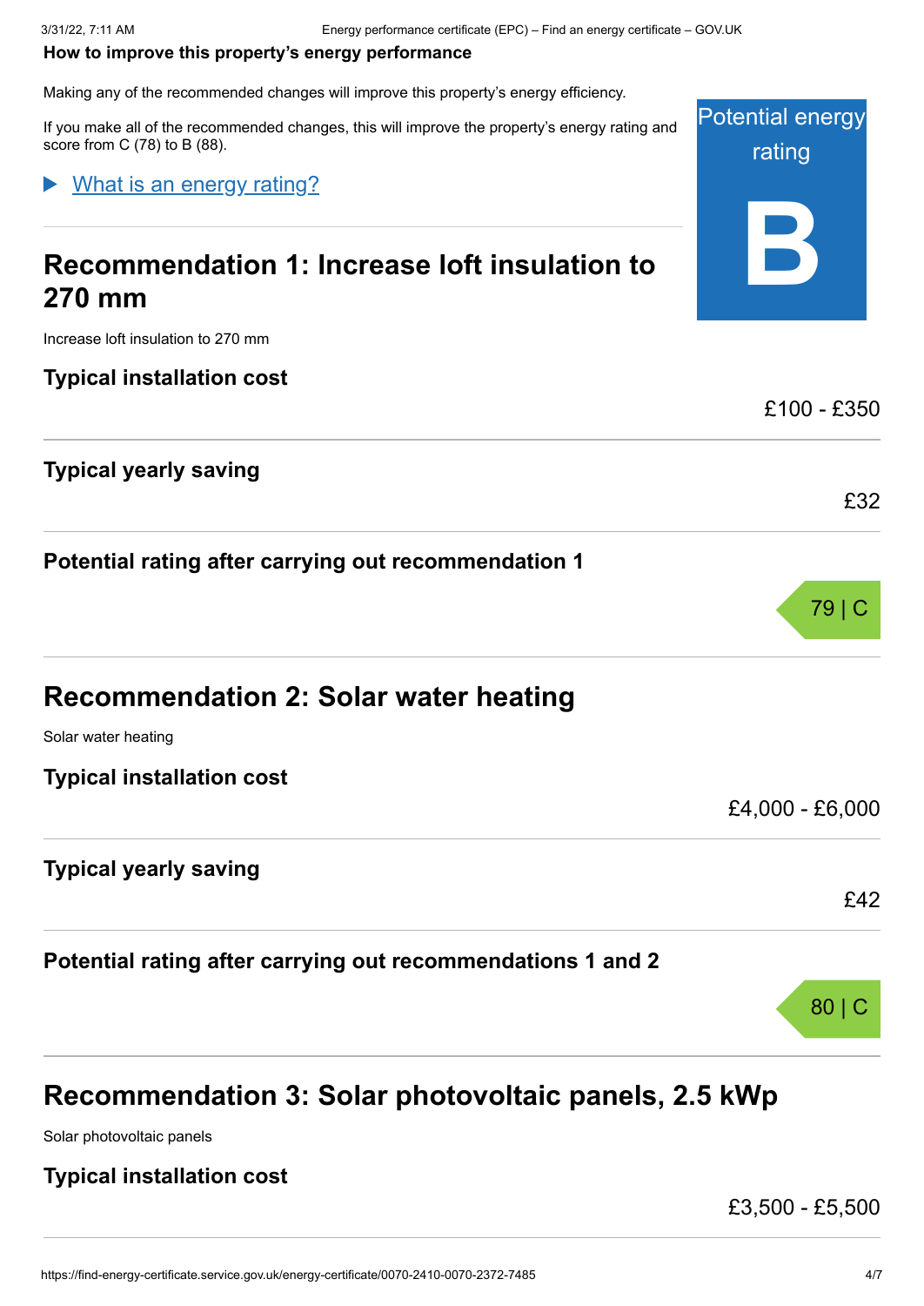## How to improve this property's energy performance

Making any of the recommended changes will improve this property's energy efficiency.

If you make all of the recommended changes, this will improve the property's energy rating and score from C (78) to B (88).

Potential energy rating

**B**

▶ What is an energy rating?

## Recommendation 1: Increase loft insulation to 270 mm

Increase loft insulation to 270 mm

### Typical installation cost

£100 - £350

### Typical yearly saving

£32

### Potential rating after carrying out recommendation 1

79 | C

## Recommendation 2: Solar water heating

Solar water heating

### Typical installation cost

£4,000 - £6,000

### Typical yearly saving

£42

### Potential rating after carrying out recommendations 1 and 2

80 | C

## Recommendation 3: Solar photovoltaic panels, 2.5 kWp

Solar photovoltaic panels

### Typical installation cost

£3,500 - £5,500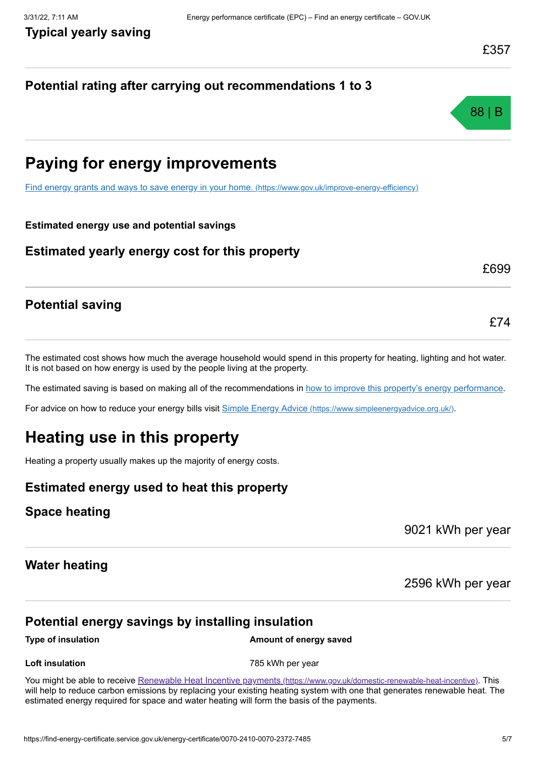### Typical yearly saving

£357

### Potential rating after carrying out recommendations 1 to 3

88 | B

## Paying for energy improvements

[Find energy grants and ways to save energy in your home. (https://www.gov.uk/improve-energy-efficiency)](https://www.gov.uk/improve-energy-efficiency)

**Estimated energy use and potential savings**

### Estimated yearly energy cost for this property

£699

### Potential saving

£74

The estimated cost shows how much the average household would spend in this property for heating, lighting and hot water. It is not based on how energy is used by the people living at the property.

The estimated saving is based on making all of the recommendations in how to improve this property's energy performance.

For advice on how to reduce your energy bills visit [Simple Energy Advice (https://www.simpleenergyadvice.org.uk/)](https://www.simpleenergyadvice.org.uk/).

## Heating use in this property

Heating a property usually makes up the majority of energy costs.

### Estimated energy used to heat this property

### Space heating

9021 kWh per year

### Water heating

2596 kWh per year

### Potential energy savings by installing insulation

| Type of insulation | Amount of energy saved |
| --- | --- |
| **Loft insulation** | 785 kWh per year |

You might be able to receive [Renewable Heat Incentive payments (https://www.gov.uk/domestic-renewable-heat-incentive)](https://www.gov.uk/domestic-renewable-heat-incentive). This will help to reduce carbon emissions by replacing your existing heating system with one that generates renewable heat. The estimated energy required for space and water heating will form the basis of the payments.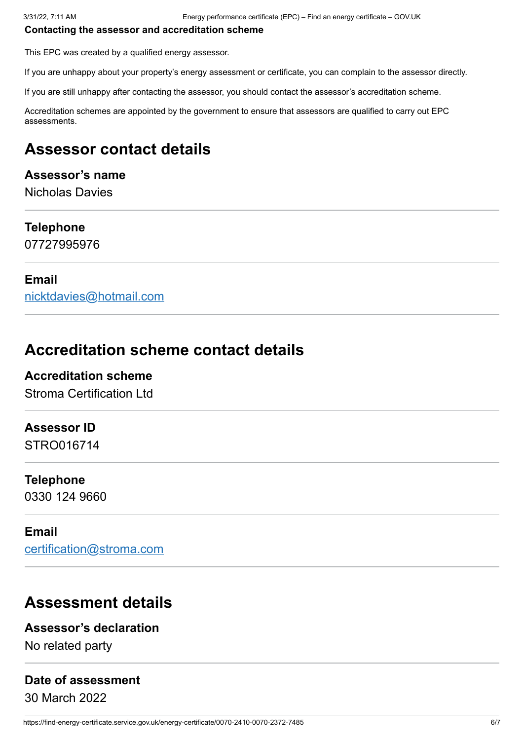**Contacting the assessor and accreditation scheme**

This EPC was created by a qualified energy assessor.

If you are unhappy about your property's energy assessment or certificate, you can complain to the assessor directly.

If you are still unhappy after contacting the assessor, you should contact the assessor's accreditation scheme.

Accreditation schemes are appointed by the government to ensure that assessors are qualified to carry out EPC assessments.

## Assessor contact details

### Assessor's name

Nicholas Davies

### Telephone

07727995976

### Email

nicktdavies@hotmail.com

## Accreditation scheme contact details

### Accreditation scheme

Stroma Certification Ltd

### Assessor ID

STRO016714

### Telephone

0330 124 9660

### Email

certification@stroma.com

## Assessment details

### Assessor's declaration

No related party

### Date of assessment

30 March 2022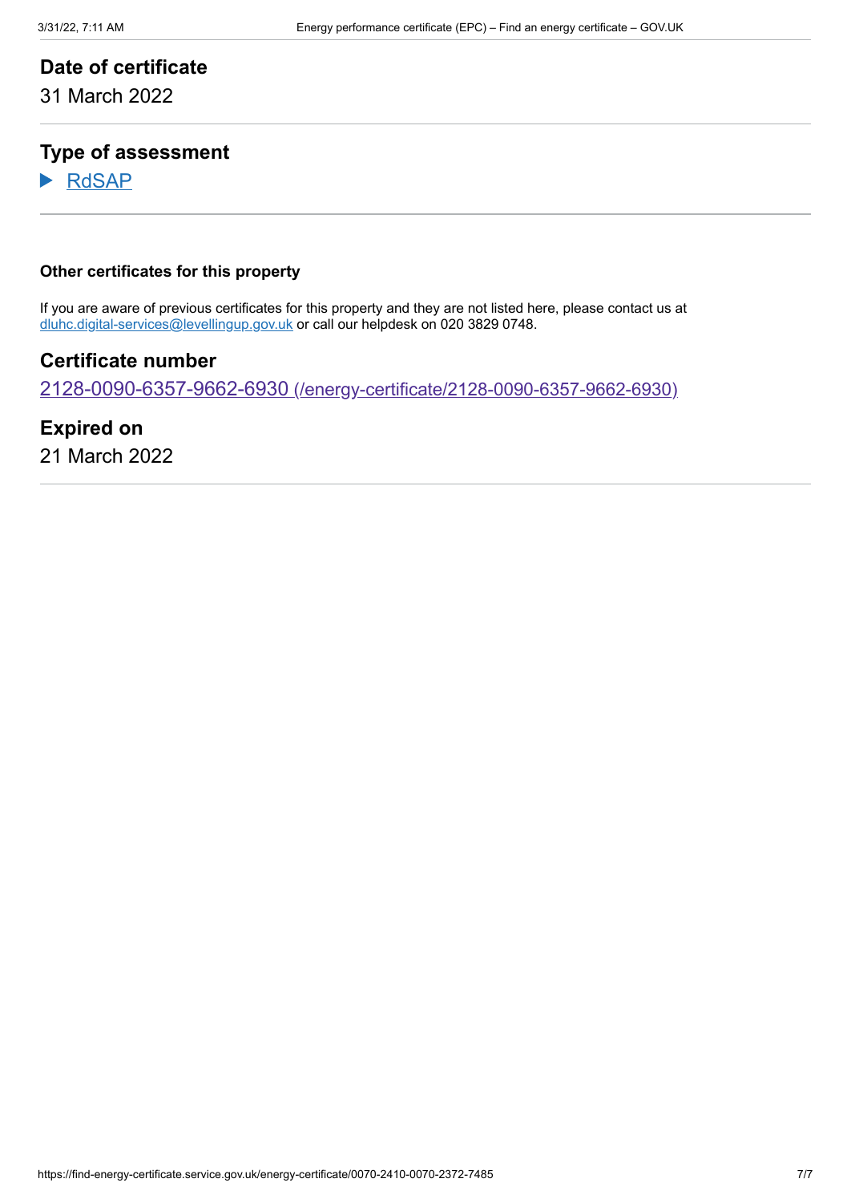## Date of certificate

31 March 2022

## Type of assessment

▶ RdSAP

#### Other certificates for this property

If you are aware of previous certificates for this property and they are not listed here, please contact us at dluhc.digital-services@levellingup.gov.uk or call our helpdesk on 020 3829 0748.

## Certificate number

2128-0090-6357-9662-6930 (/energy-certificate/2128-0090-6357-9662-6930)

## Expired on

21 March 2022